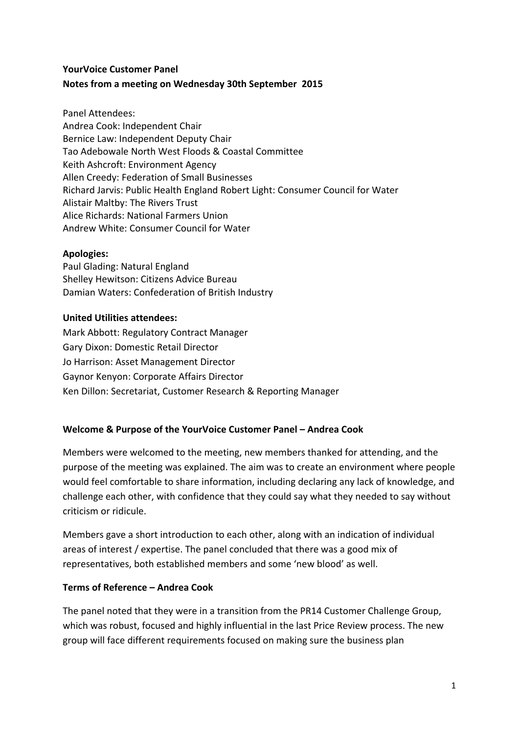**YourVoice Customer Panel**
**Notes from a meeting on Wednesday 30th September 2015**

Panel Attendees:
Andrea Cook: Independent Chair
Bernice Law: Independent Deputy Chair
Tao Adebowale North West Floods & Coastal Committee
Keith Ashcroft: Environment Agency
Allen Creedy: Federation of Small Businesses
Richard Jarvis: Public Health England Robert Light: Consumer Council for Water
Alistair Maltby: The Rivers Trust
Alice Richards: National Farmers Union
Andrew White: Consumer Council for Water

**Apologies:**
Paul Glading: Natural England
Shelley Hewitson: Citizens Advice Bureau
Damian Waters: Confederation of British Industry

**United Utilities attendees:**
Mark Abbott: Regulatory Contract Manager
Gary Dixon: Domestic Retail Director
Jo Harrison: Asset Management Director
Gaynor Kenyon: Corporate Affairs Director
Ken Dillon: Secretariat, Customer Research & Reporting Manager

**Welcome & Purpose of the YourVoice Customer Panel – Andrea Cook**

Members were welcomed to the meeting, new members thanked for attending, and the purpose of the meeting was explained. The aim was to create an environment where people would feel comfortable to share information, including declaring any lack of knowledge, and challenge each other, with confidence that they could say what they needed to say without criticism or ridicule.

Members gave a short introduction to each other, along with an indication of individual areas of interest / expertise. The panel concluded that there was a good mix of representatives, both established members and some 'new blood' as well.

**Terms of Reference – Andrea Cook**

The panel noted that they were in a transition from the PR14 Customer Challenge Group, which was robust, focused and highly influential in the last Price Review process. The new group will face different requirements focused on making sure the business plan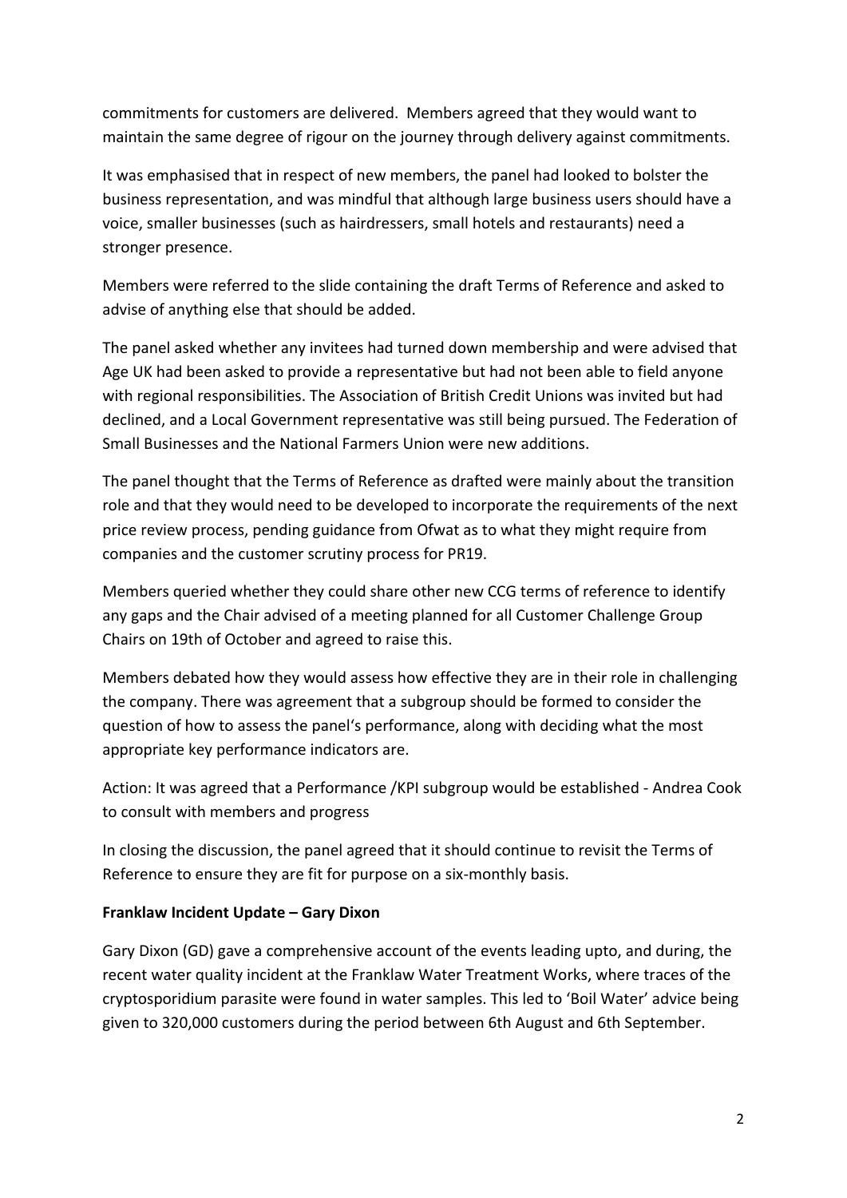commitments for customers are delivered. Members agreed that they would want to maintain the same degree of rigour on the journey through delivery against commitments.

It was emphasised that in respect of new members, the panel had looked to bolster the business representation, and was mindful that although large business users should have a voice, smaller businesses (such as hairdressers, small hotels and restaurants) need a stronger presence.

Members were referred to the slide containing the draft Terms of Reference and asked to advise of anything else that should be added.

The panel asked whether any invitees had turned down membership and were advised that Age UK had been asked to provide a representative but had not been able to field anyone with regional responsibilities. The Association of British Credit Unions was invited but had declined, and a Local Government representative was still being pursued. The Federation of Small Businesses and the National Farmers Union were new additions.

The panel thought that the Terms of Reference as drafted were mainly about the transition role and that they would need to be developed to incorporate the requirements of the next price review process, pending guidance from Ofwat as to what they might require from companies and the customer scrutiny process for PR19.

Members queried whether they could share other new CCG terms of reference to identify any gaps and the Chair advised of a meeting planned for all Customer Challenge Group Chairs on 19th of October and agreed to raise this.

Members debated how they would assess how effective they are in their role in challenging the company. There was agreement that a subgroup should be formed to consider the question of how to assess the panel's performance, along with deciding what the most appropriate key performance indicators are.

Action: It was agreed that a Performance /KPI subgroup would be established - Andrea Cook to consult with members and progress

In closing the discussion, the panel agreed that it should continue to revisit the Terms of Reference to ensure they are fit for purpose on a six-monthly basis.

**Franklaw Incident Update – Gary Dixon**

Gary Dixon (GD) gave a comprehensive account of the events leading upto, and during, the recent water quality incident at the Franklaw Water Treatment Works, where traces of the cryptosporidium parasite were found in water samples. This led to 'Boil Water' advice being given to 320,000 customers during the period between 6th August and 6th September.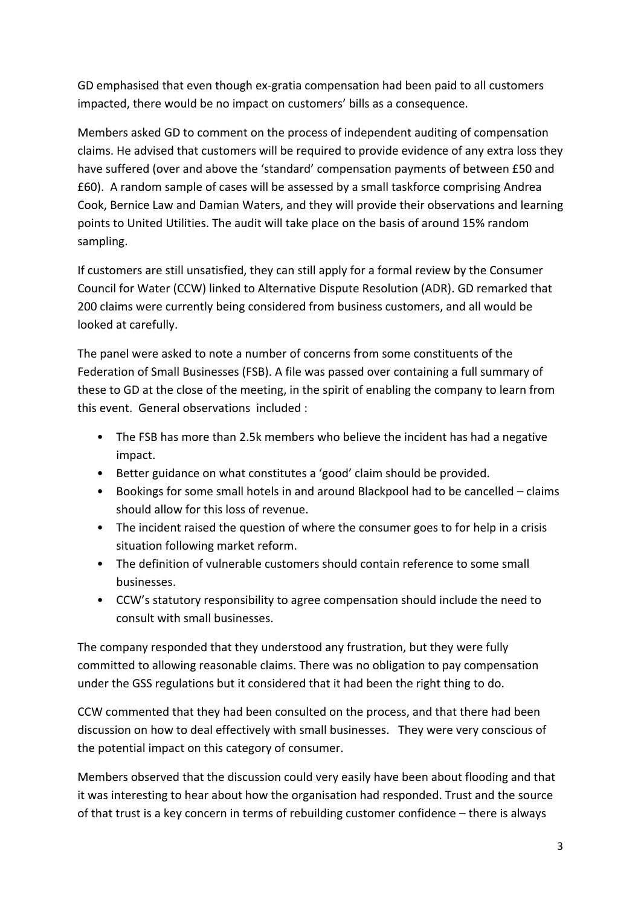GD emphasised that even though ex-gratia compensation had been paid to all customers impacted, there would be no impact on customers' bills as a consequence.

Members asked GD to comment on the process of independent auditing of compensation claims. He advised that customers will be required to provide evidence of any extra loss they have suffered (over and above the 'standard' compensation payments of between £50 and £60). A random sample of cases will be assessed by a small taskforce comprising Andrea Cook, Bernice Law and Damian Waters, and they will provide their observations and learning points to United Utilities. The audit will take place on the basis of around 15% random sampling.

If customers are still unsatisfied, they can still apply for a formal review by the Consumer Council for Water (CCW) linked to Alternative Dispute Resolution (ADR). GD remarked that 200 claims were currently being considered from business customers, and all would be looked at carefully.

The panel were asked to note a number of concerns from some constituents of the Federation of Small Businesses (FSB). A file was passed over containing a full summary of these to GD at the close of the meeting, in the spirit of enabling the company to learn from this event. General observations included :

- The FSB has more than 2.5k members who believe the incident has had a negative impact.
- Better guidance on what constitutes a 'good' claim should be provided.
- Bookings for some small hotels in and around Blackpool had to be cancelled – claims should allow for this loss of revenue.
- The incident raised the question of where the consumer goes to for help in a crisis situation following market reform.
- The definition of vulnerable customers should contain reference to some small businesses.
- CCW's statutory responsibility to agree compensation should include the need to consult with small businesses.

The company responded that they understood any frustration, but they were fully committed to allowing reasonable claims. There was no obligation to pay compensation under the GSS regulations but it considered that it had been the right thing to do.

CCW commented that they had been consulted on the process, and that there had been discussion on how to deal effectively with small businesses. They were very conscious of the potential impact on this category of consumer.

Members observed that the discussion could very easily have been about flooding and that it was interesting to hear about how the organisation had responded. Trust and the source of that trust is a key concern in terms of rebuilding customer confidence – there is always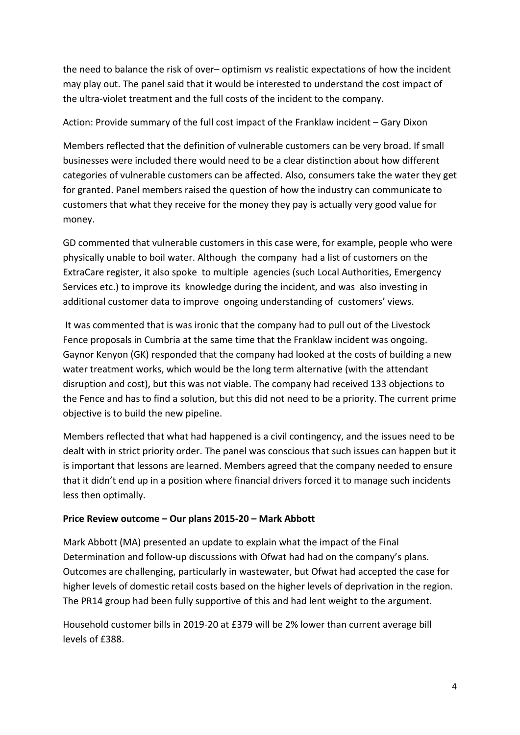the need to balance the risk of over– optimism vs realistic expectations of how the incident may play out. The panel said that it would be interested to understand the cost impact of the ultra-violet treatment and the full costs of the incident to the company.

Action: Provide summary of the full cost impact of the Franklaw incident – Gary Dixon

Members reflected that the definition of vulnerable customers can be very broad. If small businesses were included there would need to be a clear distinction about how different categories of vulnerable customers can be affected. Also, consumers take the water they get for granted. Panel members raised the question of how the industry can communicate to customers that what they receive for the money they pay is actually very good value for money.

GD commented that vulnerable customers in this case were, for example, people who were physically unable to boil water. Although the company had a list of customers on the ExtraCare register, it also spoke to multiple agencies (such Local Authorities, Emergency Services etc.) to improve its knowledge during the incident, and was also investing in additional customer data to improve ongoing understanding of customers' views.

It was commented that is was ironic that the company had to pull out of the Livestock Fence proposals in Cumbria at the same time that the Franklaw incident was ongoing. Gaynor Kenyon (GK) responded that the company had looked at the costs of building a new water treatment works, which would be the long term alternative (with the attendant disruption and cost), but this was not viable. The company had received 133 objections to the Fence and has to find a solution, but this did not need to be a priority. The current prime objective is to build the new pipeline.

Members reflected that what had happened is a civil contingency, and the issues need to be dealt with in strict priority order. The panel was conscious that such issues can happen but it is important that lessons are learned. Members agreed that the company needed to ensure that it didn't end up in a position where financial drivers forced it to manage such incidents less then optimally.

**Price Review outcome – Our plans 2015-20 – Mark Abbott**

Mark Abbott (MA) presented an update to explain what the impact of the Final Determination and follow-up discussions with Ofwat had had on the company's plans. Outcomes are challenging, particularly in wastewater, but Ofwat had accepted the case for higher levels of domestic retail costs based on the higher levels of deprivation in the region. The PR14 group had been fully supportive of this and had lent weight to the argument.

Household customer bills in 2019-20 at £379 will be 2% lower than current average bill levels of £388.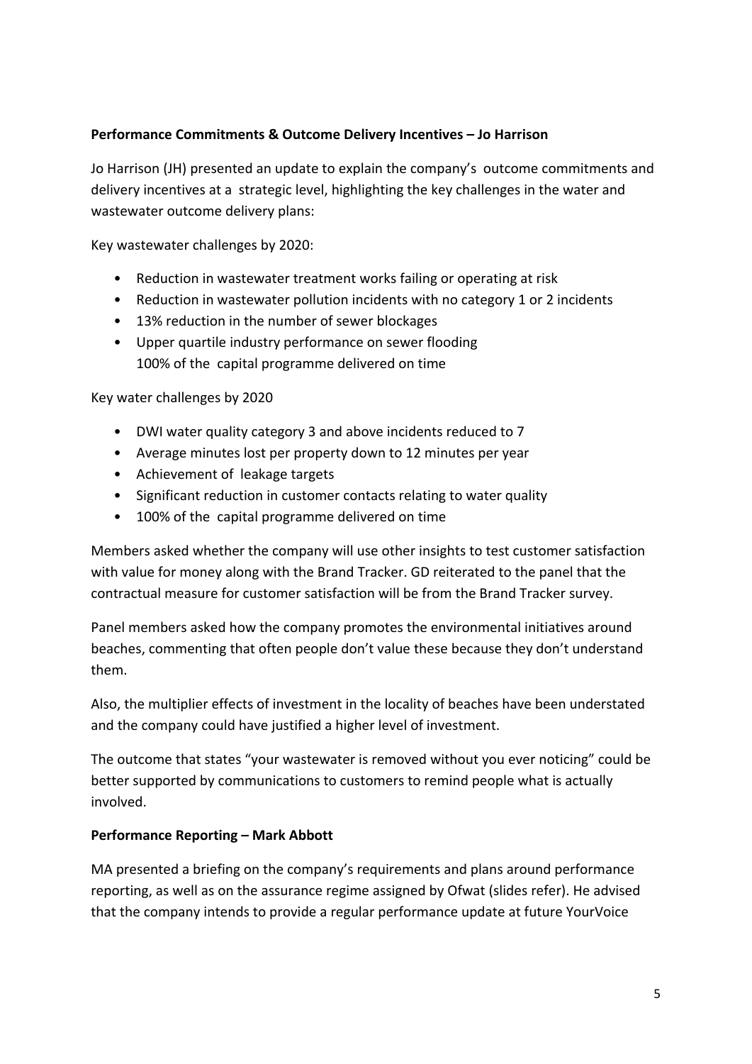**Performance Commitments & Outcome Delivery Incentives – Jo Harrison**

Jo Harrison (JH) presented an update to explain the company's outcome commitments and delivery incentives at a strategic level, highlighting the key challenges in the water and wastewater outcome delivery plans:

Key wastewater challenges by 2020:

- Reduction in wastewater treatment works failing or operating at risk
- Reduction in wastewater pollution incidents with no category 1 or 2 incidents
- 13% reduction in the number of sewer blockages
- Upper quartile industry performance on sewer flooding
  100% of the capital programme delivered on time

Key water challenges by 2020

- DWI water quality category 3 and above incidents reduced to 7
- Average minutes lost per property down to 12 minutes per year
- Achievement of leakage targets
- Significant reduction in customer contacts relating to water quality
- 100% of the capital programme delivered on time

Members asked whether the company will use other insights to test customer satisfaction with value for money along with the Brand Tracker. GD reiterated to the panel that the contractual measure for customer satisfaction will be from the Brand Tracker survey.

Panel members asked how the company promotes the environmental initiatives around beaches, commenting that often people don't value these because they don't understand them.

Also, the multiplier effects of investment in the locality of beaches have been understated and the company could have justified a higher level of investment.

The outcome that states "your wastewater is removed without you ever noticing" could be better supported by communications to customers to remind people what is actually involved.

**Performance Reporting – Mark Abbott**

MA presented a briefing on the company's requirements and plans around performance reporting, as well as on the assurance regime assigned by Ofwat (slides refer). He advised that the company intends to provide a regular performance update at future YourVoice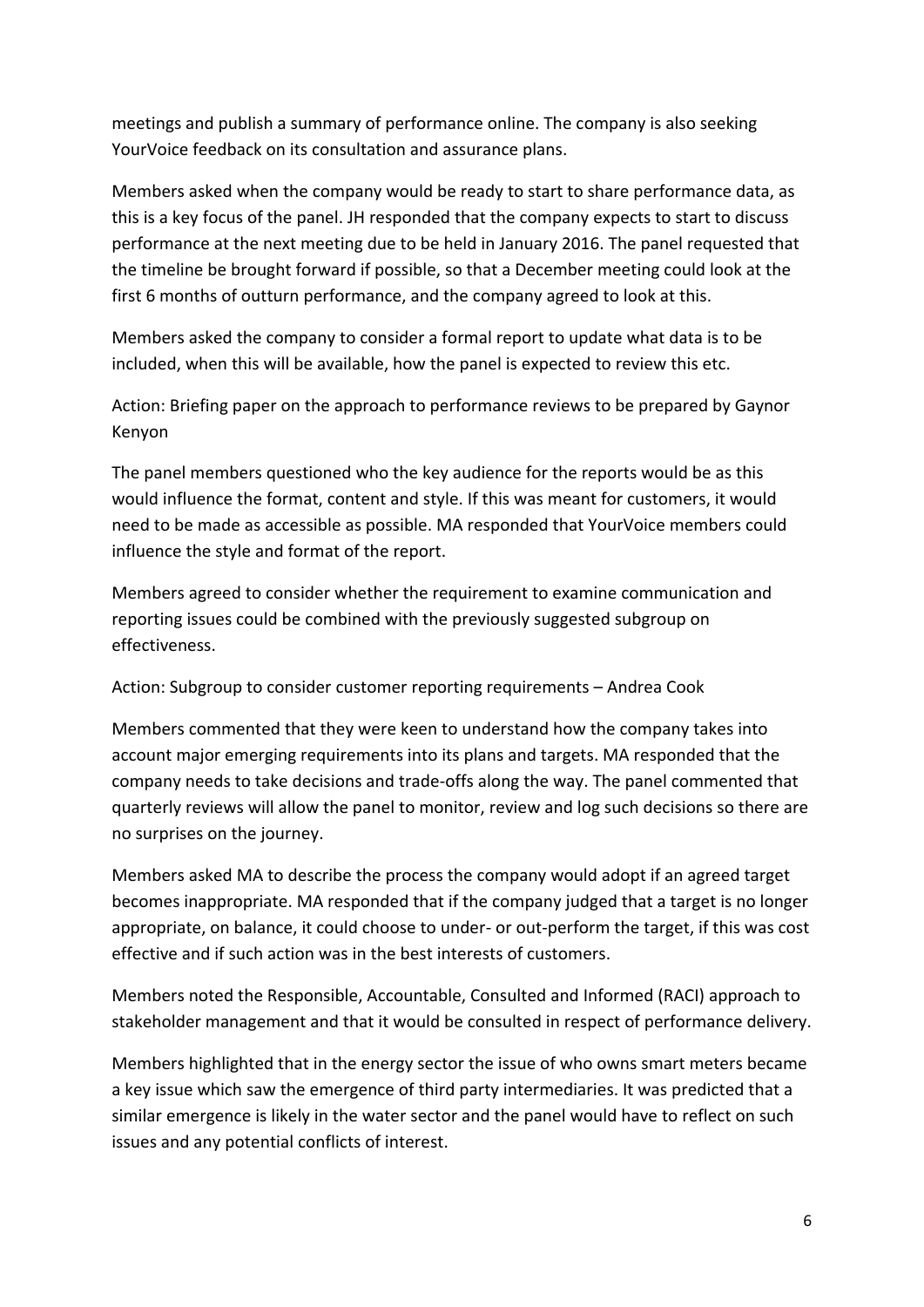meetings and publish a summary of performance online. The company is also seeking YourVoice feedback on its consultation and assurance plans.

Members asked when the company would be ready to start to share performance data, as this is a key focus of the panel. JH responded that the company expects to start to discuss performance at the next meeting due to be held in January 2016. The panel requested that the timeline be brought forward if possible, so that a December meeting could look at the first 6 months of outturn performance, and the company agreed to look at this.

Members asked the company to consider a formal report to update what data is to be included, when this will be available, how the panel is expected to review this etc.

Action: Briefing paper on the approach to performance reviews to be prepared by Gaynor Kenyon

The panel members questioned who the key audience for the reports would be as this would influence the format, content and style. If this was meant for customers, it would need to be made as accessible as possible. MA responded that YourVoice members could influence the style and format of the report.

Members agreed to consider whether the requirement to examine communication and reporting issues could be combined with the previously suggested subgroup on effectiveness.

Action: Subgroup to consider customer reporting requirements – Andrea Cook

Members commented that they were keen to understand how the company takes into account major emerging requirements into its plans and targets. MA responded that the company needs to take decisions and trade-offs along the way. The panel commented that quarterly reviews will allow the panel to monitor, review and log such decisions so there are no surprises on the journey.

Members asked MA to describe the process the company would adopt if an agreed target becomes inappropriate. MA responded that if the company judged that a target is no longer appropriate, on balance, it could choose to under- or out-perform the target, if this was cost effective and if such action was in the best interests of customers.

Members noted the Responsible, Accountable, Consulted and Informed (RACI) approach to stakeholder management and that it would be consulted in respect of performance delivery.

Members highlighted that in the energy sector the issue of who owns smart meters became a key issue which saw the emergence of third party intermediaries. It was predicted that a similar emergence is likely in the water sector and the panel would have to reflect on such issues and any potential conflicts of interest.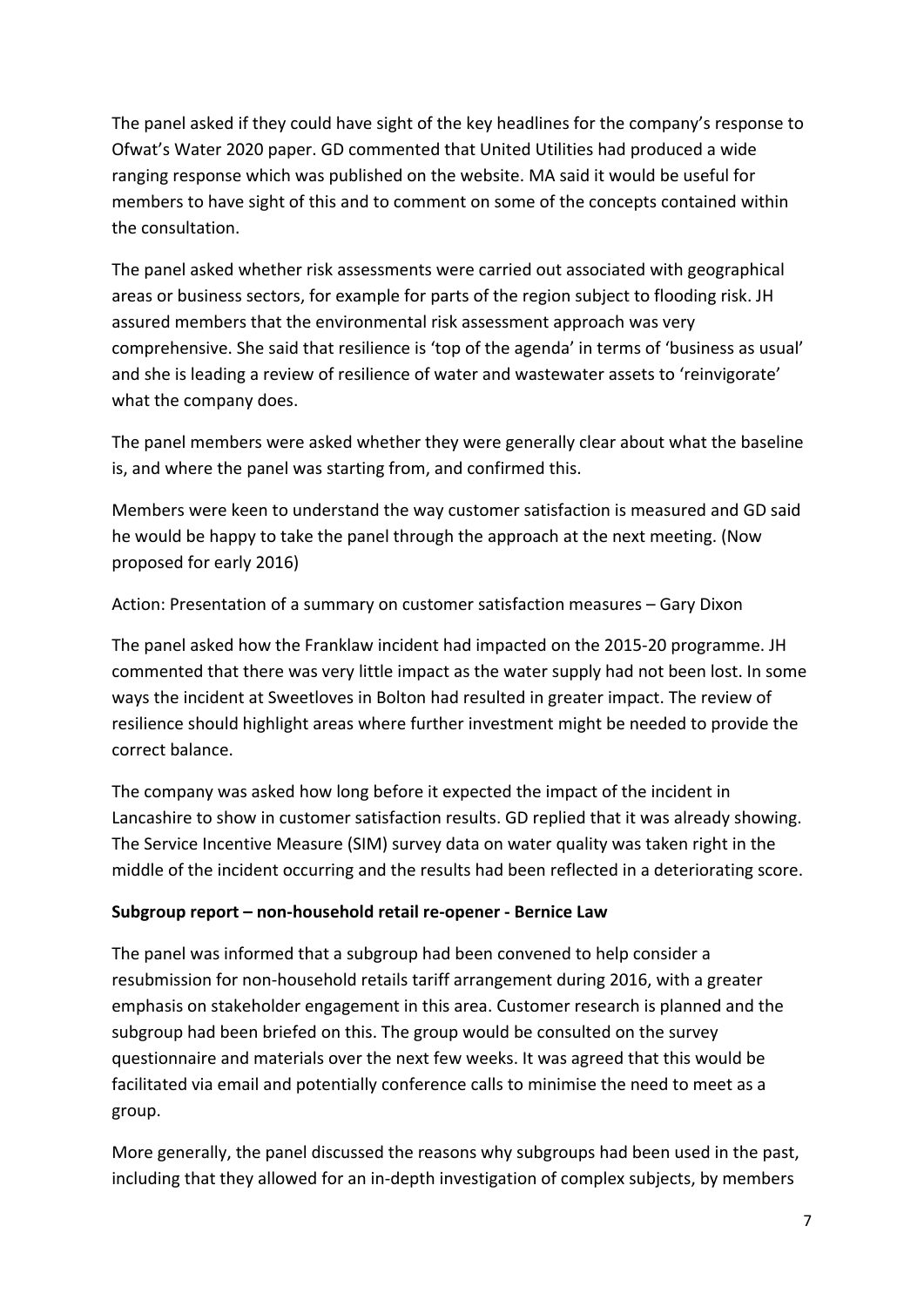The panel asked if they could have sight of the key headlines for the company's response to Ofwat's Water 2020 paper. GD commented that United Utilities had produced a wide ranging response which was published on the website. MA said it would be useful for members to have sight of this and to comment on some of the concepts contained within the consultation.

The panel asked whether risk assessments were carried out associated with geographical areas or business sectors, for example for parts of the region subject to flooding risk. JH assured members that the environmental risk assessment approach was very comprehensive. She said that resilience is 'top of the agenda' in terms of 'business as usual' and she is leading a review of resilience of water and wastewater assets to 'reinvigorate' what the company does.

The panel members were asked whether they were generally clear about what the baseline is, and where the panel was starting from, and confirmed this.

Members were keen to understand the way customer satisfaction is measured and GD said he would be happy to take the panel through the approach at the next meeting. (Now proposed for early 2016)

Action: Presentation of a summary on customer satisfaction measures – Gary Dixon

The panel asked how the Franklaw incident had impacted on the 2015-20 programme. JH commented that there was very little impact as the water supply had not been lost. In some ways the incident at Sweetloves in Bolton had resulted in greater impact. The review of resilience should highlight areas where further investment might be needed to provide the correct balance.

The company was asked how long before it expected the impact of the incident in Lancashire to show in customer satisfaction results. GD replied that it was already showing. The Service Incentive Measure (SIM) survey data on water quality was taken right in the middle of the incident occurring and the results had been reflected in a deteriorating score.

**Subgroup report – non-household retail re-opener - Bernice Law**

The panel was informed that a subgroup had been convened to help consider a resubmission for non-household retails tariff arrangement during 2016, with a greater emphasis on stakeholder engagement in this area. Customer research is planned and the subgroup had been briefed on this. The group would be consulted on the survey questionnaire and materials over the next few weeks. It was agreed that this would be facilitated via email and potentially conference calls to minimise the need to meet as a group.

More generally, the panel discussed the reasons why subgroups had been used in the past, including that they allowed for an in-depth investigation of complex subjects, by members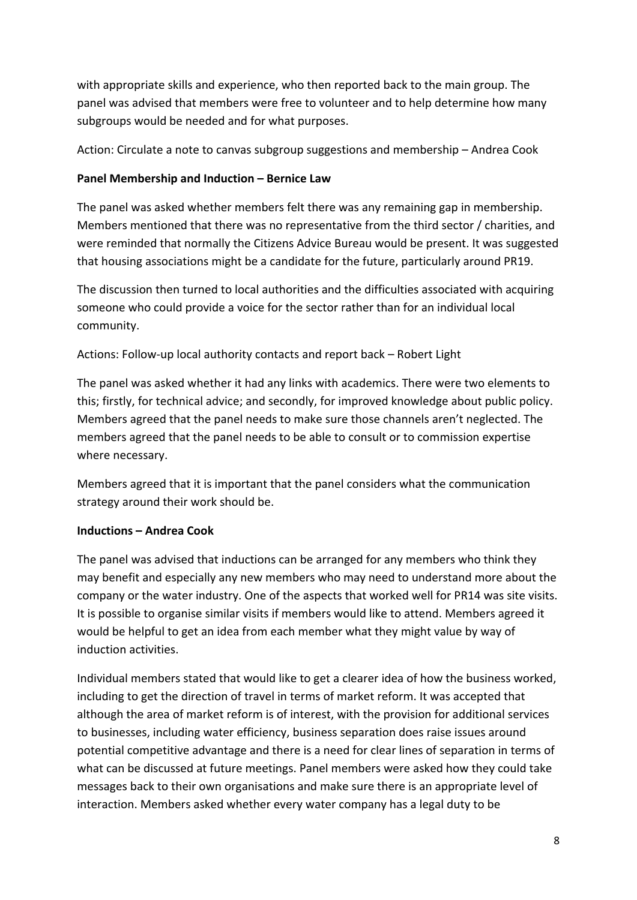with appropriate skills and experience, who then reported back to the main group. The panel was advised that members were free to volunteer and to help determine how many subgroups would be needed and for what purposes.

Action: Circulate a note to canvas subgroup suggestions and membership – Andrea Cook

**Panel Membership and Induction – Bernice Law**

The panel was asked whether members felt there was any remaining gap in membership. Members mentioned that there was no representative from the third sector / charities, and were reminded that normally the Citizens Advice Bureau would be present. It was suggested that housing associations might be a candidate for the future, particularly around PR19.

The discussion then turned to local authorities and the difficulties associated with acquiring someone who could provide a voice for the sector rather than for an individual local community.

Actions: Follow-up local authority contacts and report back – Robert Light

The panel was asked whether it had any links with academics. There were two elements to this; firstly, for technical advice; and secondly, for improved knowledge about public policy. Members agreed that the panel needs to make sure those channels aren't neglected. The members agreed that the panel needs to be able to consult or to commission expertise where necessary.

Members agreed that it is important that the panel considers what the communication strategy around their work should be.

**Inductions – Andrea Cook**

The panel was advised that inductions can be arranged for any members who think they may benefit and especially any new members who may need to understand more about the company or the water industry. One of the aspects that worked well for PR14 was site visits. It is possible to organise similar visits if members would like to attend. Members agreed it would be helpful to get an idea from each member what they might value by way of induction activities.

Individual members stated that would like to get a clearer idea of how the business worked, including to get the direction of travel in terms of market reform. It was accepted that although the area of market reform is of interest, with the provision for additional services to businesses, including water efficiency, business separation does raise issues around potential competitive advantage and there is a need for clear lines of separation in terms of what can be discussed at future meetings. Panel members were asked how they could take messages back to their own organisations and make sure there is an appropriate level of interaction. Members asked whether every water company has a legal duty to be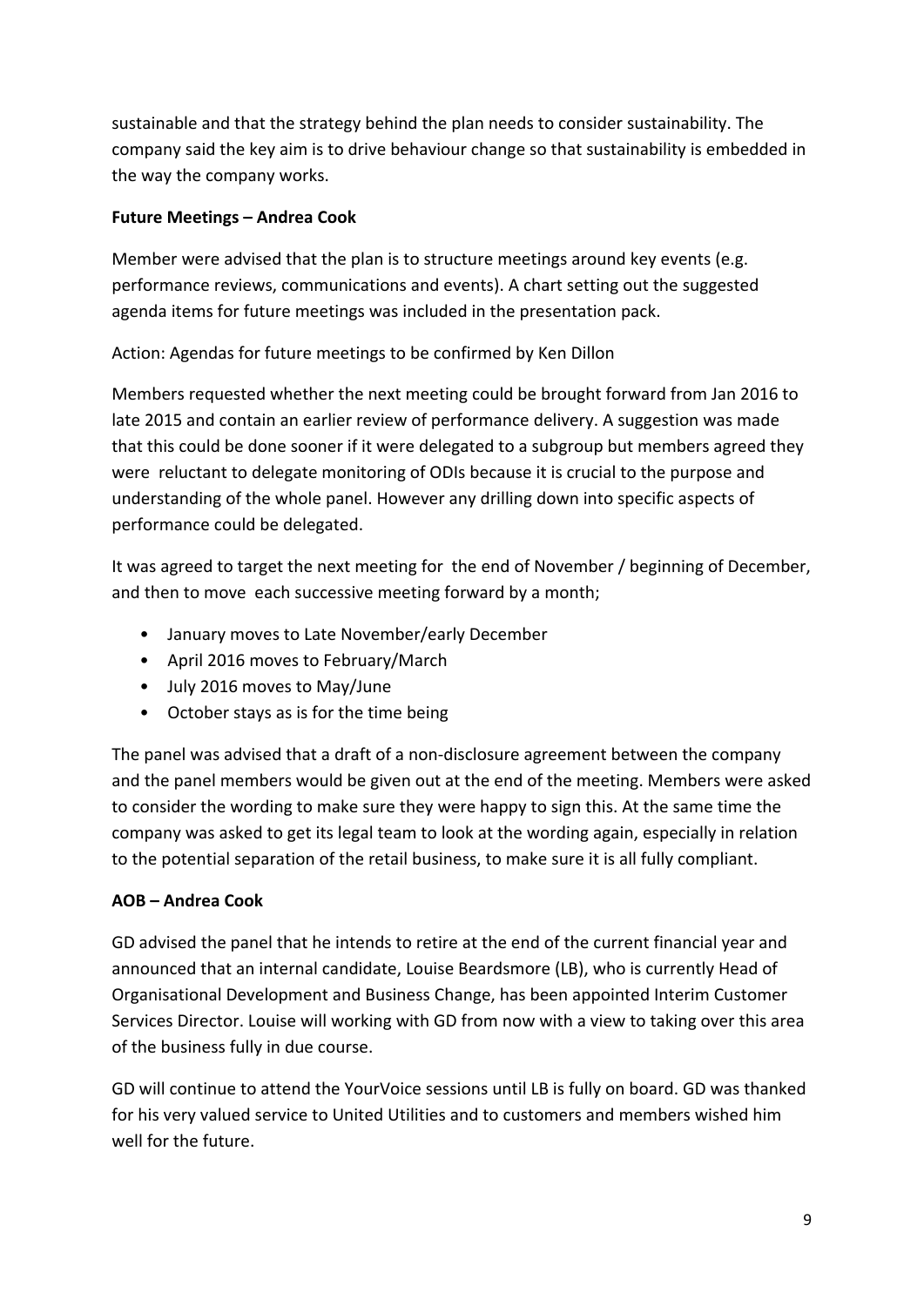sustainable and that the strategy behind the plan needs to consider sustainability. The company said the key aim is to drive behaviour change so that sustainability is embedded in the way the company works.

**Future Meetings – Andrea Cook**

Member were advised that the plan is to structure meetings around key events (e.g. performance reviews, communications and events). A chart setting out the suggested agenda items for future meetings was included in the presentation pack.

Action: Agendas for future meetings to be confirmed by Ken Dillon

Members requested whether the next meeting could be brought forward from Jan 2016 to late 2015 and contain an earlier review of performance delivery. A suggestion was made that this could be done sooner if it were delegated to a subgroup but members agreed they were reluctant to delegate monitoring of ODIs because it is crucial to the purpose and understanding of the whole panel. However any drilling down into specific aspects of performance could be delegated.

It was agreed to target the next meeting for the end of November / beginning of December, and then to move each successive meeting forward by a month;

- January moves to Late November/early December
- April 2016 moves to February/March
- July 2016 moves to May/June
- October stays as is for the time being

The panel was advised that a draft of a non-disclosure agreement between the company and the panel members would be given out at the end of the meeting. Members were asked to consider the wording to make sure they were happy to sign this. At the same time the company was asked to get its legal team to look at the wording again, especially in relation to the potential separation of the retail business, to make sure it is all fully compliant.

**AOB – Andrea Cook**

GD advised the panel that he intends to retire at the end of the current financial year and announced that an internal candidate, Louise Beardsmore (LB), who is currently Head of Organisational Development and Business Change, has been appointed Interim Customer Services Director. Louise will working with GD from now with a view to taking over this area of the business fully in due course.

GD will continue to attend the YourVoice sessions until LB is fully on board. GD was thanked for his very valued service to United Utilities and to customers and members wished him well for the future.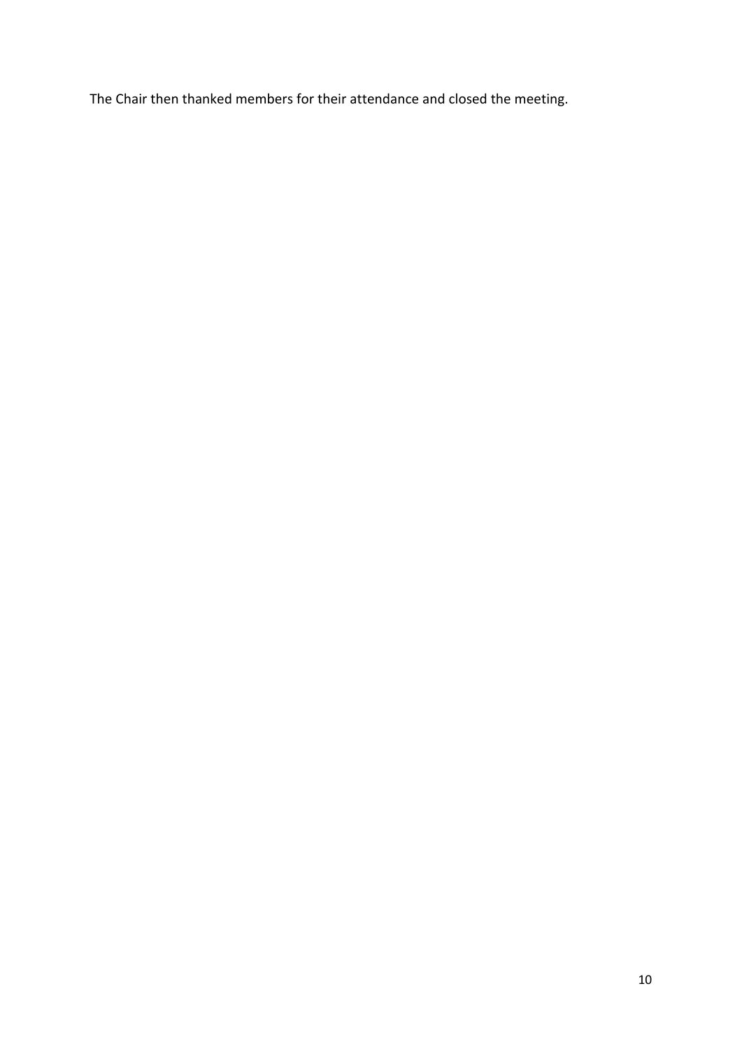The Chair then thanked members for their attendance and closed the meeting.